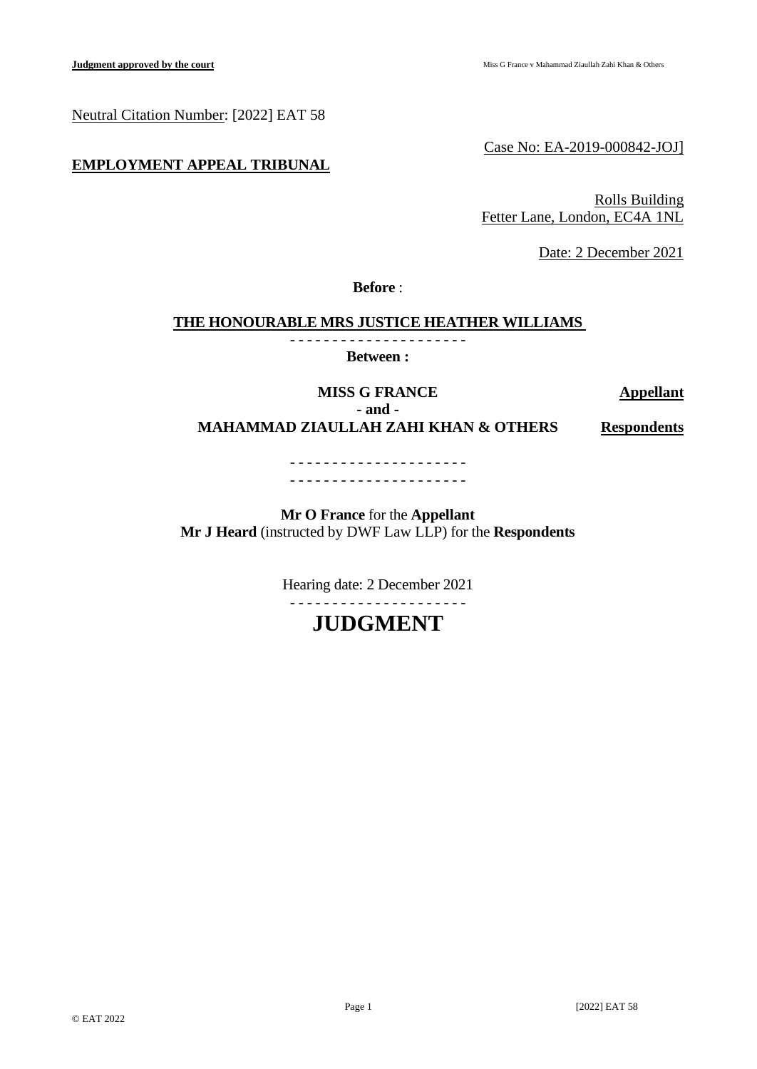Neutral Citation Number: [2022] EAT 58

Case No: EA-2019-000842-JOJ]

**EMPLOYMENT APPEAL TRIBUNAL**

Rolls Building
Fetter Lane, London, EC4A 1NL

Date: 2 December 2021

**Before** :

**THE HONOURABLE MRS JUSTICE HEATHER WILLIAMS**

- - - - - - - - - - - - - - - - - - - - -

**Between :**

**MISS G FRANCE** **Appellant**

**- and -**

**MAHAMMAD ZIAULLAH ZAHI KHAN & OTHERS** **Respondents**

- - - - - - - - - - - - - - - - - - - - -
- - - - - - - - - - - - - - - - - - - - -

**Mr O France** for the **Appellant**
**Mr J Heard** (instructed by DWF Law LLP) for the **Respondents**

Hearing date: 2 December 2021

- - - - - - - - - - - - - - - - - - - - -

# JUDGMENT

© EAT 2022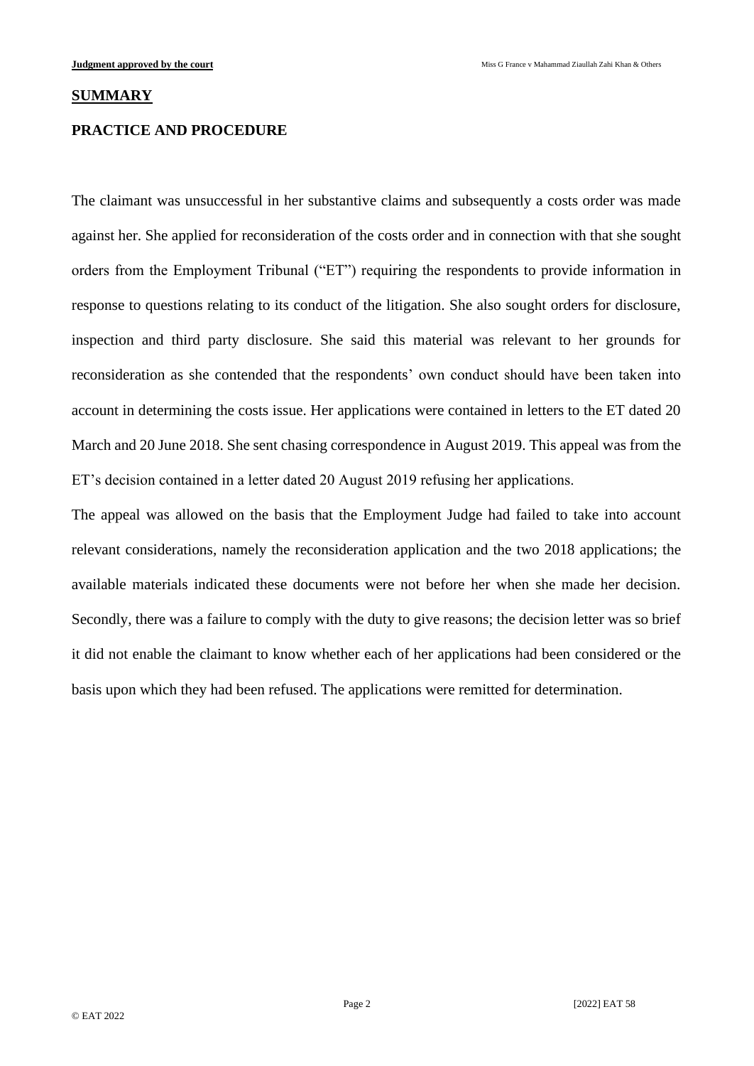## SUMMARY

**PRACTICE AND PROCEDURE**

The claimant was unsuccessful in her substantive claims and subsequently a costs order was made against her. She applied for reconsideration of the costs order and in connection with that she sought orders from the Employment Tribunal ("ET") requiring the respondents to provide information in response to questions relating to its conduct of the litigation. She also sought orders for disclosure, inspection and third party disclosure. She said this material was relevant to her grounds for reconsideration as she contended that the respondents' own conduct should have been taken into account in determining the costs issue. Her applications were contained in letters to the ET dated 20 March and 20 June 2018. She sent chasing correspondence in August 2019. This appeal was from the ET's decision contained in a letter dated 20 August 2019 refusing her applications.

The appeal was allowed on the basis that the Employment Judge had failed to take into account relevant considerations, namely the reconsideration application and the two 2018 applications; the available materials indicated these documents were not before her when she made her decision. Secondly, there was a failure to comply with the duty to give reasons; the decision letter was so brief it did not enable the claimant to know whether each of her applications had been considered or the basis upon which they had been refused. The applications were remitted for determination.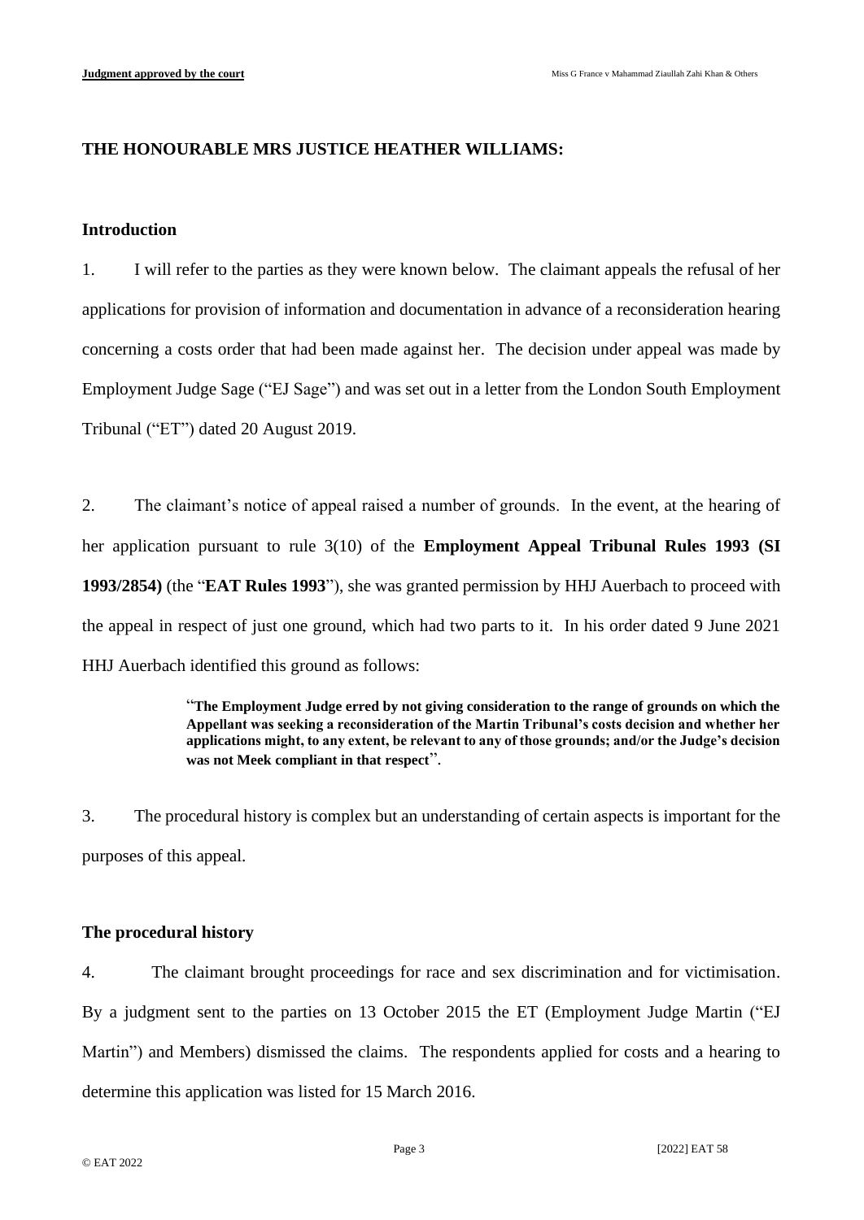**THE HONOURABLE MRS JUSTICE HEATHER WILLIAMS:**

**Introduction**

1. I will refer to the parties as they were known below. The claimant appeals the refusal of her applications for provision of information and documentation in advance of a reconsideration hearing concerning a costs order that had been made against her. The decision under appeal was made by Employment Judge Sage ("EJ Sage") and was set out in a letter from the London South Employment Tribunal ("ET") dated 20 August 2019.

2. The claimant's notice of appeal raised a number of grounds. In the event, at the hearing of her application pursuant to rule 3(10) of the **Employment Appeal Tribunal Rules 1993 (SI 1993/2854)** (the "**EAT Rules 1993**"), she was granted permission by HHJ Auerbach to proceed with the appeal in respect of just one ground, which had two parts to it. In his order dated 9 June 2021 HHJ Auerbach identified this ground as follows:

> "**The Employment Judge erred by not giving consideration to the range of grounds on which the Appellant was seeking a reconsideration of the Martin Tribunal's costs decision and whether her applications might, to any extent, be relevant to any of those grounds; and/or the Judge's decision was not Meek compliant in that respect**".

3. The procedural history is complex but an understanding of certain aspects is important for the purposes of this appeal.

**The procedural history**

4. The claimant brought proceedings for race and sex discrimination and for victimisation. By a judgment sent to the parties on 13 October 2015 the ET (Employment Judge Martin ("EJ Martin") and Members) dismissed the claims. The respondents applied for costs and a hearing to determine this application was listed for 15 March 2016.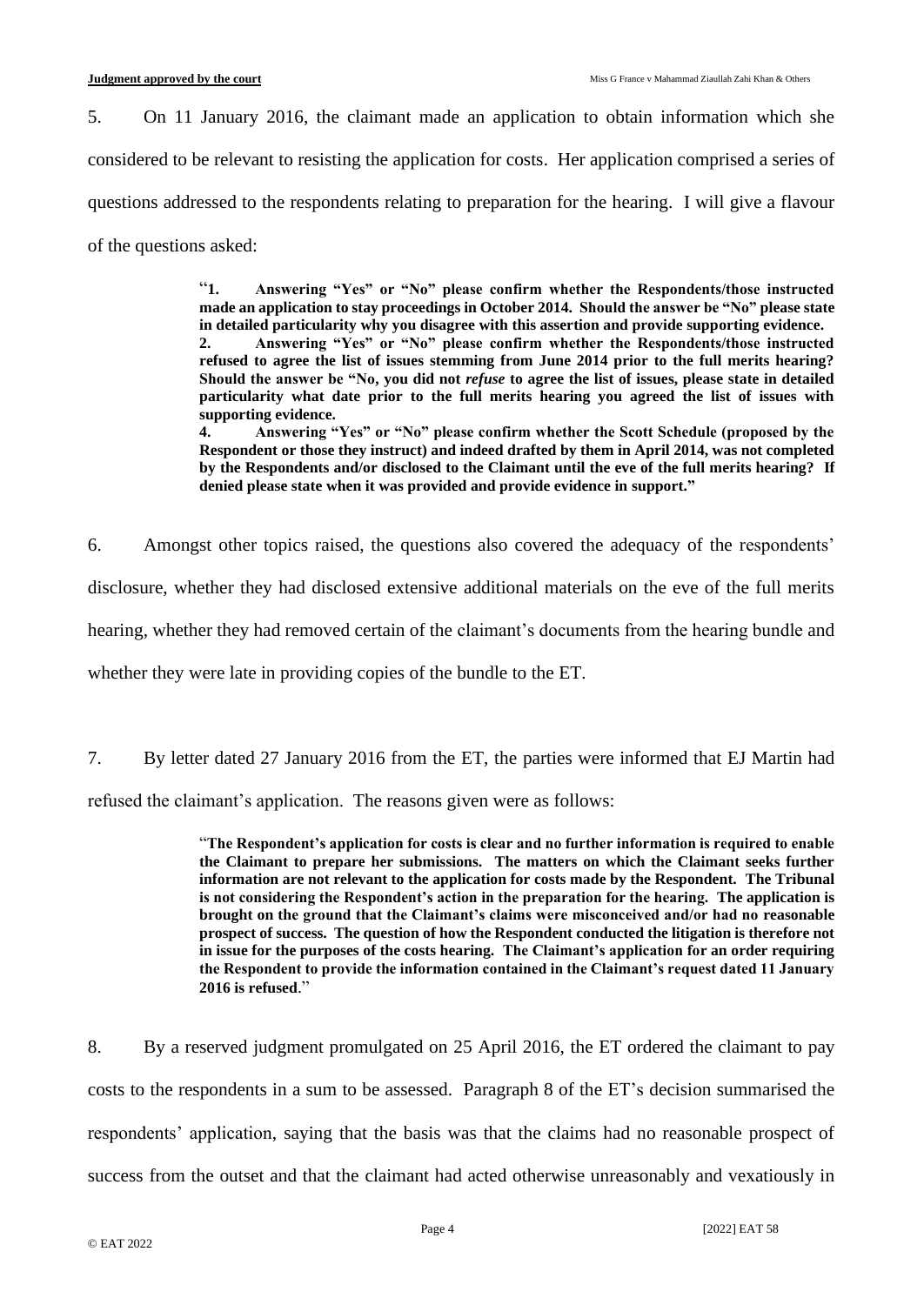5. On 11 January 2016, the claimant made an application to obtain information which she considered to be relevant to resisting the application for costs. Her application comprised a series of questions addressed to the respondents relating to preparation for the hearing. I will give a flavour of the questions asked:

> "**1. Answering "Yes" or "No" please confirm whether the Respondents/those instructed made an application to stay proceedings in October 2014. Should the answer be "No" please state in detailed particularity why you disagree with this assertion and provide supporting evidence.**
> **2. Answering "Yes" or "No" please confirm whether the Respondents/those instructed refused to agree the list of issues stemming from June 2014 prior to the full merits hearing? Should the answer be "No, you did not *refuse* to agree the list of issues, please state in detailed particularity what date prior to the full merits hearing you agreed the list of issues with supporting evidence.**
> **4. Answering "Yes" or "No" please confirm whether the Scott Schedule (proposed by the Respondent or those they instruct) and indeed drafted by them in April 2014, was not completed by the Respondents and/or disclosed to the Claimant until the eve of the full merits hearing? If denied please state when it was provided and provide evidence in support."**

6. Amongst other topics raised, the questions also covered the adequacy of the respondents' disclosure, whether they had disclosed extensive additional materials on the eve of the full merits hearing, whether they had removed certain of the claimant's documents from the hearing bundle and whether they were late in providing copies of the bundle to the ET.

7. By letter dated 27 January 2016 from the ET, the parties were informed that EJ Martin had refused the claimant's application. The reasons given were as follows:

> "**The Respondent's application for costs is clear and no further information is required to enable the Claimant to prepare her submissions. The matters on which the Claimant seeks further information are not relevant to the application for costs made by the Respondent. The Tribunal is not considering the Respondent's action in the preparation for the hearing. The application is brought on the ground that the Claimant's claims were misconceived and/or had no reasonable prospect of success. The question of how the Respondent conducted the litigation is therefore not in issue for the purposes of the costs hearing. The Claimant's application for an order requiring the Respondent to provide the information contained in the Claimant's request dated 11 January 2016 is refused**."

8. By a reserved judgment promulgated on 25 April 2016, the ET ordered the claimant to pay costs to the respondents in a sum to be assessed. Paragraph 8 of the ET's decision summarised the respondents' application, saying that the basis was that the claims had no reasonable prospect of success from the outset and that the claimant had acted otherwise unreasonably and vexatiously in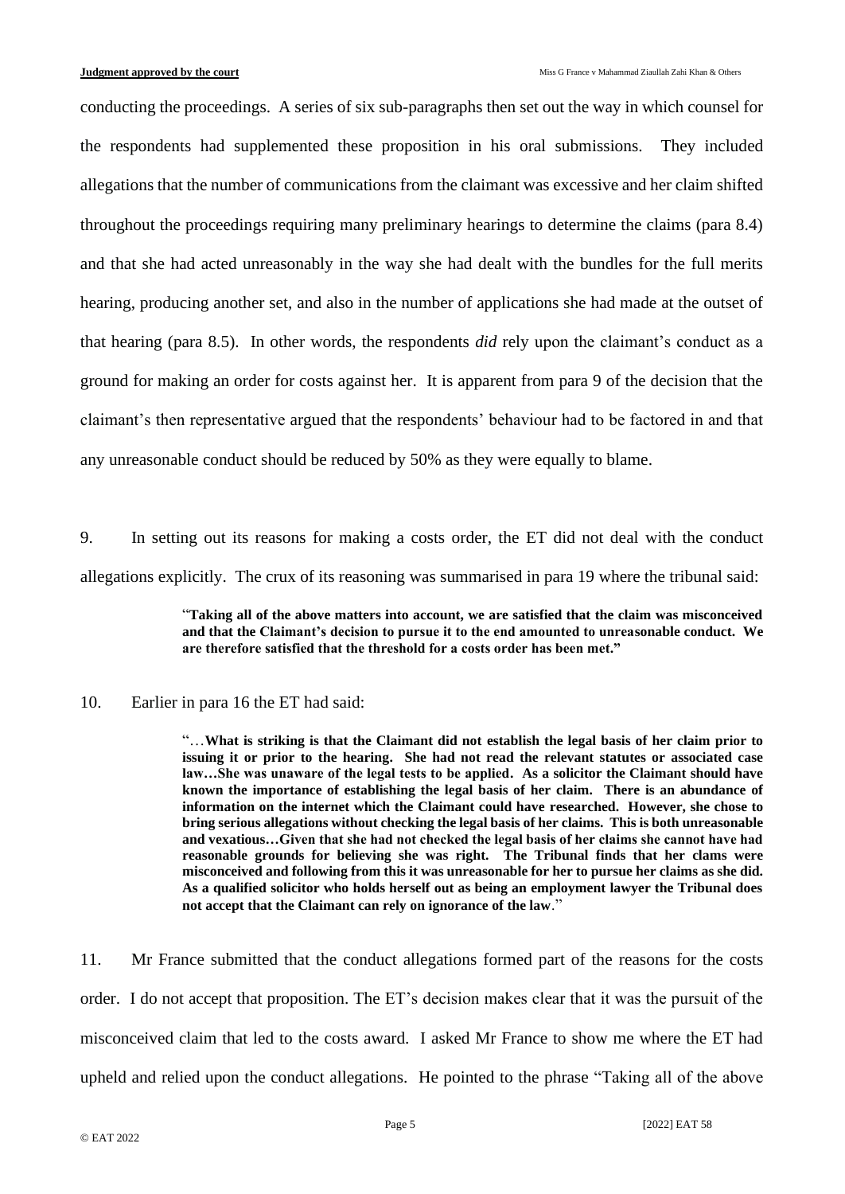conducting the proceedings. A series of six sub-paragraphs then set out the way in which counsel for the respondents had supplemented these proposition in his oral submissions. They included allegations that the number of communications from the claimant was excessive and her claim shifted throughout the proceedings requiring many preliminary hearings to determine the claims (para 8.4) and that she had acted unreasonably in the way she had dealt with the bundles for the full merits hearing, producing another set, and also in the number of applications she had made at the outset of that hearing (para 8.5). In other words, the respondents *did* rely upon the claimant's conduct as a ground for making an order for costs against her. It is apparent from para 9 of the decision that the claimant's then representative argued that the respondents' behaviour had to be factored in and that any unreasonable conduct should be reduced by 50% as they were equally to blame.

9. In setting out its reasons for making a costs order, the ET did not deal with the conduct allegations explicitly. The crux of its reasoning was summarised in para 19 where the tribunal said:

> "**Taking all of the above matters into account, we are satisfied that the claim was misconceived and that the Claimant's decision to pursue it to the end amounted to unreasonable conduct. We are therefore satisfied that the threshold for a costs order has been met."**

10. Earlier in para 16 the ET had said:

> "…**What is striking is that the Claimant did not establish the legal basis of her claim prior to issuing it or prior to the hearing. She had not read the relevant statutes or associated case law…She was unaware of the legal tests to be applied. As a solicitor the Claimant should have known the importance of establishing the legal basis of her claim. There is an abundance of information on the internet which the Claimant could have researched. However, she chose to bring serious allegations without checking the legal basis of her claims. This is both unreasonable and vexatious…Given that she had not checked the legal basis of her claims she cannot have had reasonable grounds for believing she was right. The Tribunal finds that her clams were misconceived and following from this it was unreasonable for her to pursue her claims as she did. As a qualified solicitor who holds herself out as being an employment lawyer the Tribunal does not accept that the Claimant can rely on ignorance of the law**."

11. Mr France submitted that the conduct allegations formed part of the reasons for the costs order. I do not accept that proposition. The ET's decision makes clear that it was the pursuit of the misconceived claim that led to the costs award. I asked Mr France to show me where the ET had upheld and relied upon the conduct allegations. He pointed to the phrase "Taking all of the above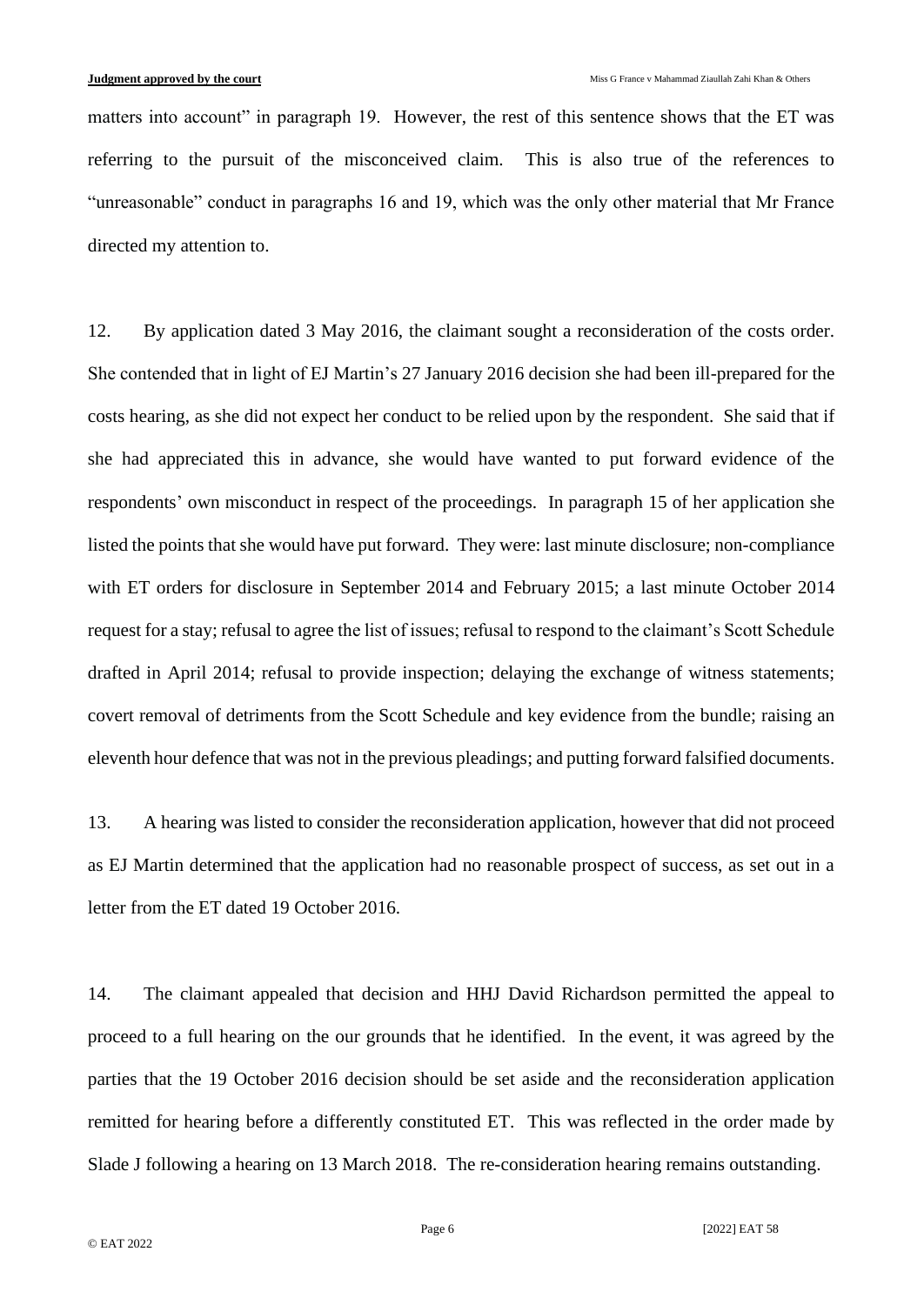matters into account" in paragraph 19. However, the rest of this sentence shows that the ET was referring to the pursuit of the misconceived claim. This is also true of the references to "unreasonable" conduct in paragraphs 16 and 19, which was the only other material that Mr France directed my attention to.

12. By application dated 3 May 2016, the claimant sought a reconsideration of the costs order. She contended that in light of EJ Martin's 27 January 2016 decision she had been ill-prepared for the costs hearing, as she did not expect her conduct to be relied upon by the respondent. She said that if she had appreciated this in advance, she would have wanted to put forward evidence of the respondents' own misconduct in respect of the proceedings. In paragraph 15 of her application she listed the points that she would have put forward. They were: last minute disclosure; non-compliance with ET orders for disclosure in September 2014 and February 2015; a last minute October 2014 request for a stay; refusal to agree the list of issues; refusal to respond to the claimant's Scott Schedule drafted in April 2014; refusal to provide inspection; delaying the exchange of witness statements; covert removal of detriments from the Scott Schedule and key evidence from the bundle; raising an eleventh hour defence that was not in the previous pleadings; and putting forward falsified documents.

13. A hearing was listed to consider the reconsideration application, however that did not proceed as EJ Martin determined that the application had no reasonable prospect of success, as set out in a letter from the ET dated 19 October 2016.

14. The claimant appealed that decision and HHJ David Richardson permitted the appeal to proceed to a full hearing on the our grounds that he identified. In the event, it was agreed by the parties that the 19 October 2016 decision should be set aside and the reconsideration application remitted for hearing before a differently constituted ET. This was reflected in the order made by Slade J following a hearing on 13 March 2018. The re-consideration hearing remains outstanding.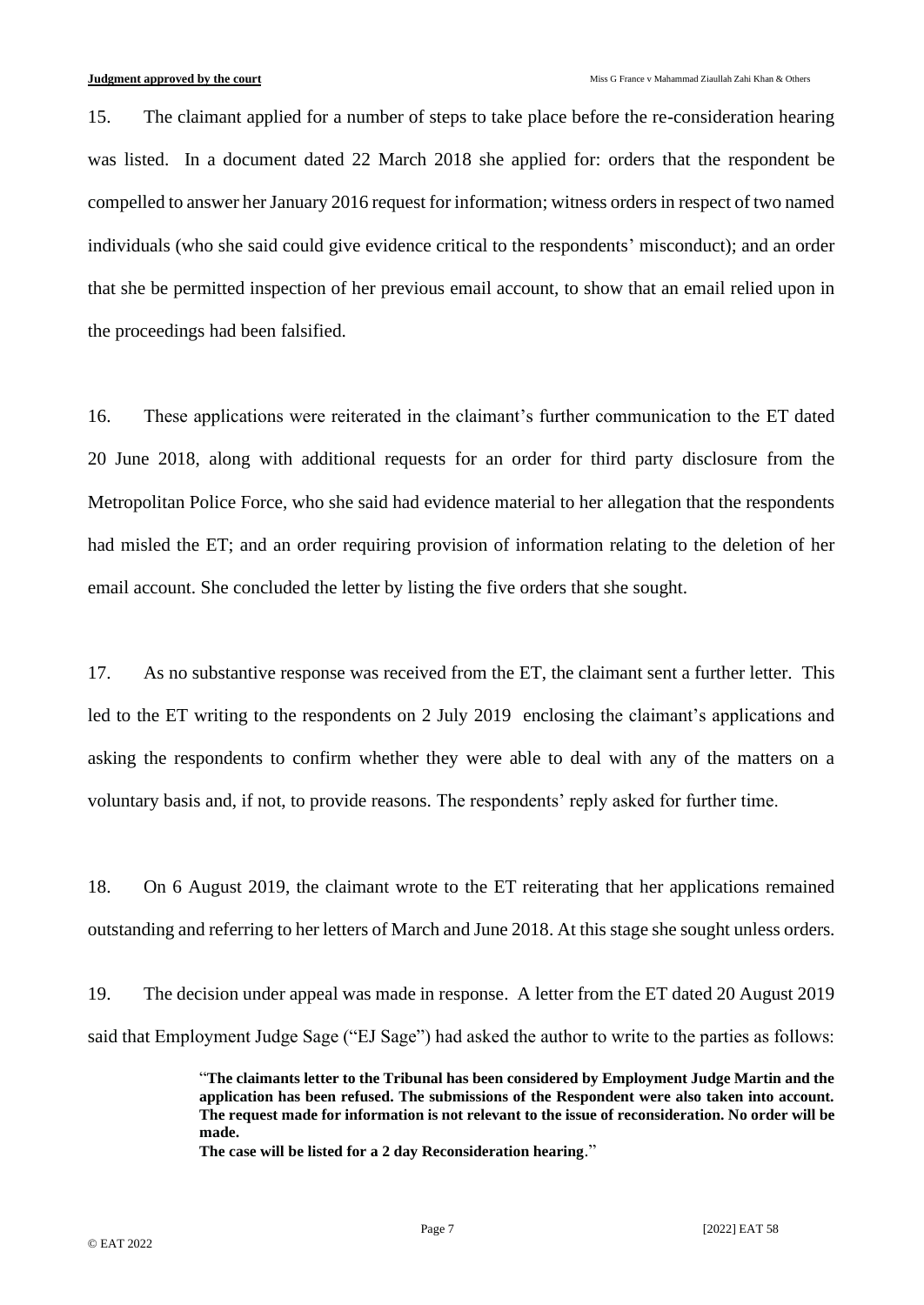15. The claimant applied for a number of steps to take place before the re-consideration hearing was listed. In a document dated 22 March 2018 she applied for: orders that the respondent be compelled to answer her January 2016 request for information; witness orders in respect of two named individuals (who she said could give evidence critical to the respondents' misconduct); and an order that she be permitted inspection of her previous email account, to show that an email relied upon in the proceedings had been falsified.

16. These applications were reiterated in the claimant's further communication to the ET dated 20 June 2018, along with additional requests for an order for third party disclosure from the Metropolitan Police Force, who she said had evidence material to her allegation that the respondents had misled the ET; and an order requiring provision of information relating to the deletion of her email account. She concluded the letter by listing the five orders that she sought.

17. As no substantive response was received from the ET, the claimant sent a further letter. This led to the ET writing to the respondents on 2 July 2019 enclosing the claimant's applications and asking the respondents to confirm whether they were able to deal with any of the matters on a voluntary basis and, if not, to provide reasons. The respondents' reply asked for further time.

18. On 6 August 2019, the claimant wrote to the ET reiterating that her applications remained outstanding and referring to her letters of March and June 2018. At this stage she sought unless orders.

19. The decision under appeal was made in response. A letter from the ET dated 20 August 2019 said that Employment Judge Sage ("EJ Sage") had asked the author to write to the parties as follows:

> "**The claimants letter to the Tribunal has been considered by Employment Judge Martin and the application has been refused. The submissions of the Respondent were also taken into account. The request made for information is not relevant to the issue of reconsideration. No order will be made.**
>
> **The case will be listed for a 2 day Reconsideration hearing**."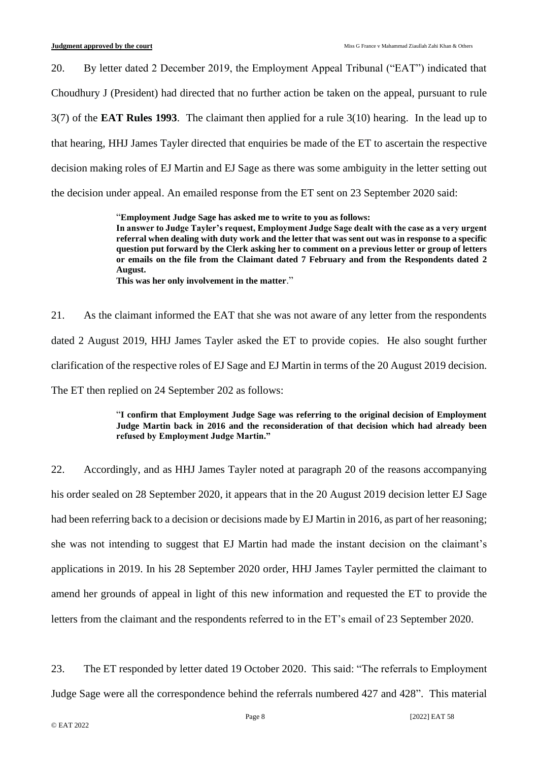20. By letter dated 2 December 2019, the Employment Appeal Tribunal ("EAT") indicated that Choudhury J (President) had directed that no further action be taken on the appeal, pursuant to rule 3(7) of the **EAT Rules 1993**. The claimant then applied for a rule 3(10) hearing. In the lead up to that hearing, HHJ James Tayler directed that enquiries be made of the ET to ascertain the respective decision making roles of EJ Martin and EJ Sage as there was some ambiguity in the letter setting out the decision under appeal. An emailed response from the ET sent on 23 September 2020 said:

> "**Employment Judge Sage has asked me to write to you as follows:**
> **In answer to Judge Tayler's request, Employment Judge Sage dealt with the case as a very urgent referral when dealing with duty work and the letter that was sent out was in response to a specific question put forward by the Clerk asking her to comment on a previous letter or group of letters or emails on the file from the Claimant dated 7 February and from the Respondents dated 2 August.**
> **This was her only involvement in the matter**."

21. As the claimant informed the EAT that she was not aware of any letter from the respondents dated 2 August 2019, HHJ James Tayler asked the ET to provide copies. He also sought further clarification of the respective roles of EJ Sage and EJ Martin in terms of the 20 August 2019 decision. The ET then replied on 24 September 202 as follows:

> "**I confirm that Employment Judge Sage was referring to the original decision of Employment Judge Martin back in 2016 and the reconsideration of that decision which had already been refused by Employment Judge Martin.**"

22. Accordingly, and as HHJ James Tayler noted at paragraph 20 of the reasons accompanying his order sealed on 28 September 2020, it appears that in the 20 August 2019 decision letter EJ Sage had been referring back to a decision or decisions made by EJ Martin in 2016, as part of her reasoning; she was not intending to suggest that EJ Martin had made the instant decision on the claimant's applications in 2019. In his 28 September 2020 order, HHJ James Tayler permitted the claimant to amend her grounds of appeal in light of this new information and requested the ET to provide the letters from the claimant and the respondents referred to in the ET's email of 23 September 2020.

23. The ET responded by letter dated 19 October 2020. This said: "The referrals to Employment Judge Sage were all the correspondence behind the referrals numbered 427 and 428". This material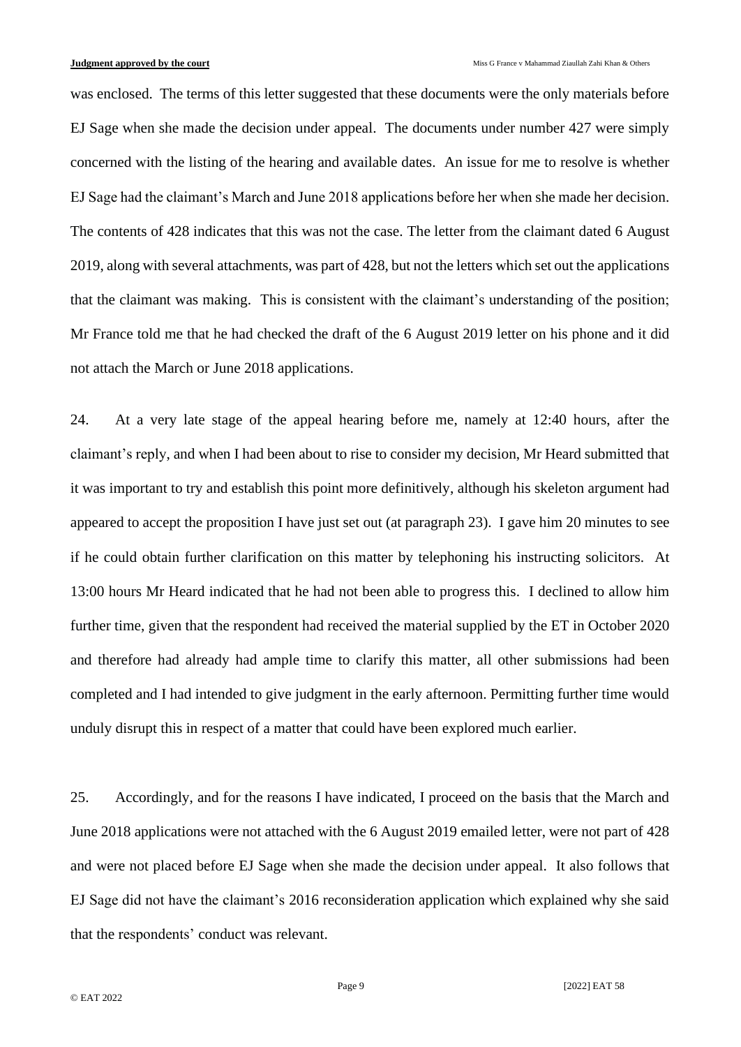was enclosed. The terms of this letter suggested that these documents were the only materials before EJ Sage when she made the decision under appeal. The documents under number 427 were simply concerned with the listing of the hearing and available dates. An issue for me to resolve is whether EJ Sage had the claimant's March and June 2018 applications before her when she made her decision. The contents of 428 indicates that this was not the case. The letter from the claimant dated 6 August 2019, along with several attachments, was part of 428, but not the letters which set out the applications that the claimant was making. This is consistent with the claimant's understanding of the position; Mr France told me that he had checked the draft of the 6 August 2019 letter on his phone and it did not attach the March or June 2018 applications.

24. At a very late stage of the appeal hearing before me, namely at 12:40 hours, after the claimant's reply, and when I had been about to rise to consider my decision, Mr Heard submitted that it was important to try and establish this point more definitively, although his skeleton argument had appeared to accept the proposition I have just set out (at paragraph 23). I gave him 20 minutes to see if he could obtain further clarification on this matter by telephoning his instructing solicitors. At 13:00 hours Mr Heard indicated that he had not been able to progress this. I declined to allow him further time, given that the respondent had received the material supplied by the ET in October 2020 and therefore had already had ample time to clarify this matter, all other submissions had been completed and I had intended to give judgment in the early afternoon. Permitting further time would unduly disrupt this in respect of a matter that could have been explored much earlier.

25. Accordingly, and for the reasons I have indicated, I proceed on the basis that the March and June 2018 applications were not attached with the 6 August 2019 emailed letter, were not part of 428 and were not placed before EJ Sage when she made the decision under appeal. It also follows that EJ Sage did not have the claimant's 2016 reconsideration application which explained why she said that the respondents' conduct was relevant.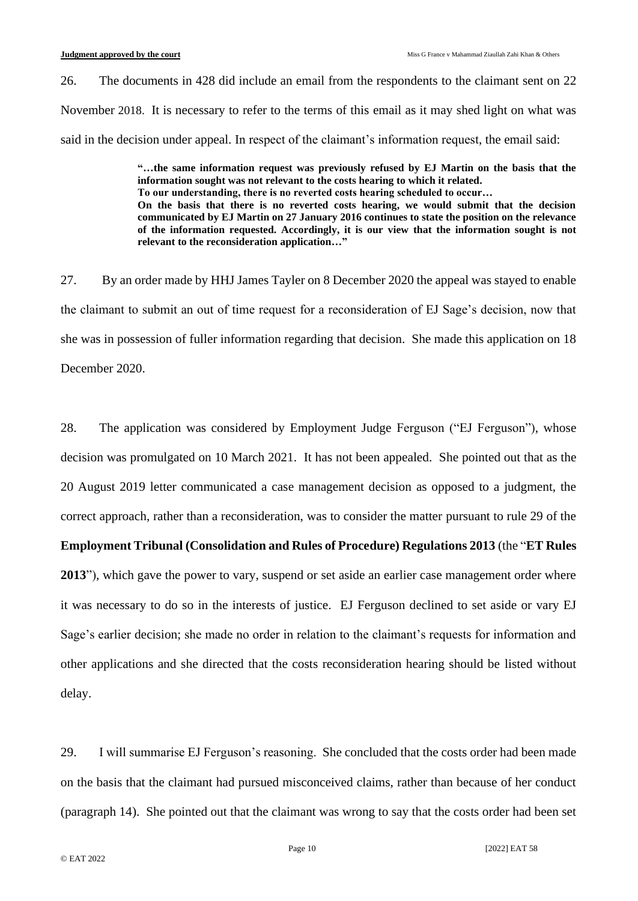26. The documents in 428 did include an email from the respondents to the claimant sent on 22 November 2018. It is necessary to refer to the terms of this email as it may shed light on what was said in the decision under appeal. In respect of the claimant's information request, the email said:

> **"…the same information request was previously refused by EJ Martin on the basis that the information sought was not relevant to the costs hearing to which it related.**
> **To our understanding, there is no reverted costs hearing scheduled to occur…**
> **On the basis that there is no reverted costs hearing, we would submit that the decision communicated by EJ Martin on 27 January 2016 continues to state the position on the relevance of the information requested. Accordingly, it is our view that the information sought is not relevant to the reconsideration application…"**

27. By an order made by HHJ James Tayler on 8 December 2020 the appeal was stayed to enable the claimant to submit an out of time request for a reconsideration of EJ Sage's decision, now that she was in possession of fuller information regarding that decision. She made this application on 18 December 2020.

28. The application was considered by Employment Judge Ferguson ("EJ Ferguson"), whose decision was promulgated on 10 March 2021. It has not been appealed. She pointed out that as the 20 August 2019 letter communicated a case management decision as opposed to a judgment, the correct approach, rather than a reconsideration, was to consider the matter pursuant to rule 29 of the **Employment Tribunal (Consolidation and Rules of Procedure) Regulations 2013** (the "**ET Rules 2013**"), which gave the power to vary, suspend or set aside an earlier case management order where it was necessary to do so in the interests of justice. EJ Ferguson declined to set aside or vary EJ Sage's earlier decision; she made no order in relation to the claimant's requests for information and other applications and she directed that the costs reconsideration hearing should be listed without delay.

29. I will summarise EJ Ferguson's reasoning. She concluded that the costs order had been made on the basis that the claimant had pursued misconceived claims, rather than because of her conduct (paragraph 14). She pointed out that the claimant was wrong to say that the costs order had been set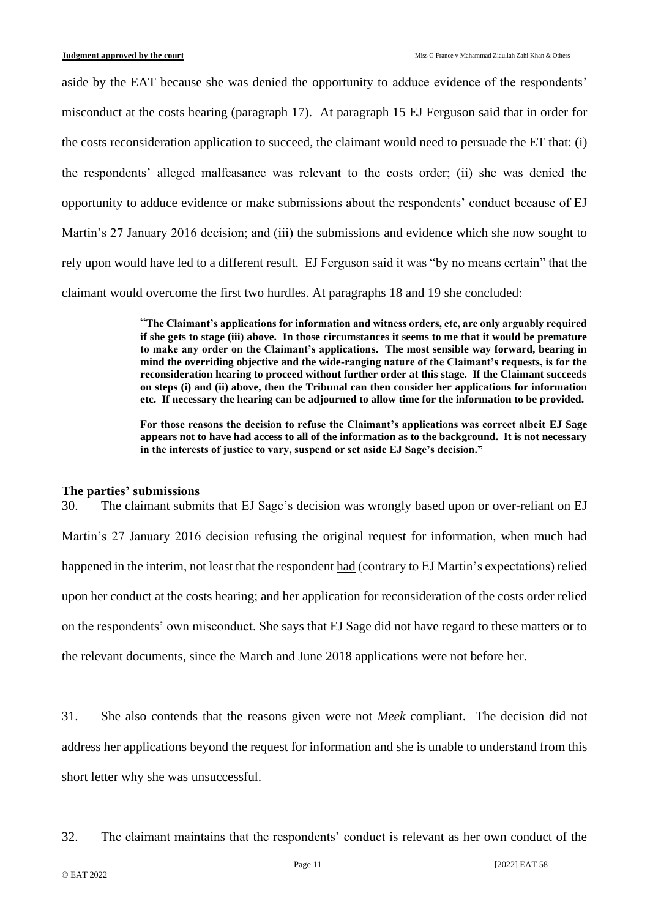aside by the EAT because she was denied the opportunity to adduce evidence of the respondents' misconduct at the costs hearing (paragraph 17). At paragraph 15 EJ Ferguson said that in order for the costs reconsideration application to succeed, the claimant would need to persuade the ET that: (i) the respondents' alleged malfeasance was relevant to the costs order; (ii) she was denied the opportunity to adduce evidence or make submissions about the respondents' conduct because of EJ Martin's 27 January 2016 decision; and (iii) the submissions and evidence which she now sought to rely upon would have led to a different result. EJ Ferguson said it was "by no means certain" that the claimant would overcome the first two hurdles. At paragraphs 18 and 19 she concluded:

> "**The Claimant's applications for information and witness orders, etc, are only arguably required if she gets to stage (iii) above. In those circumstances it seems to me that it would be premature to make any order on the Claimant's applications. The most sensible way forward, bearing in mind the overriding objective and the wide-ranging nature of the Claimant's requests, is for the reconsideration hearing to proceed without further order at this stage. If the Claimant succeeds on steps (i) and (ii) above, then the Tribunal can then consider her applications for information etc. If necessary the hearing can be adjourned to allow time for the information to be provided.**
>
> **For those reasons the decision to refuse the Claimant's applications was correct albeit EJ Sage appears not to have had access to all of the information as to the background. It is not necessary in the interests of justice to vary, suspend or set aside EJ Sage's decision."**

## The parties' submissions

30. The claimant submits that EJ Sage's decision was wrongly based upon or over-reliant on EJ Martin's 27 January 2016 decision refusing the original request for information, when much had happened in the interim, not least that the respondent <u>had</u> (contrary to EJ Martin's expectations) relied upon her conduct at the costs hearing; and her application for reconsideration of the costs order relied on the respondents' own misconduct. She says that EJ Sage did not have regard to these matters or to the relevant documents, since the March and June 2018 applications were not before her.

31. She also contends that the reasons given were not *Meek* compliant. The decision did not address her applications beyond the request for information and she is unable to understand from this short letter why she was unsuccessful.

32. The claimant maintains that the respondents' conduct is relevant as her own conduct of the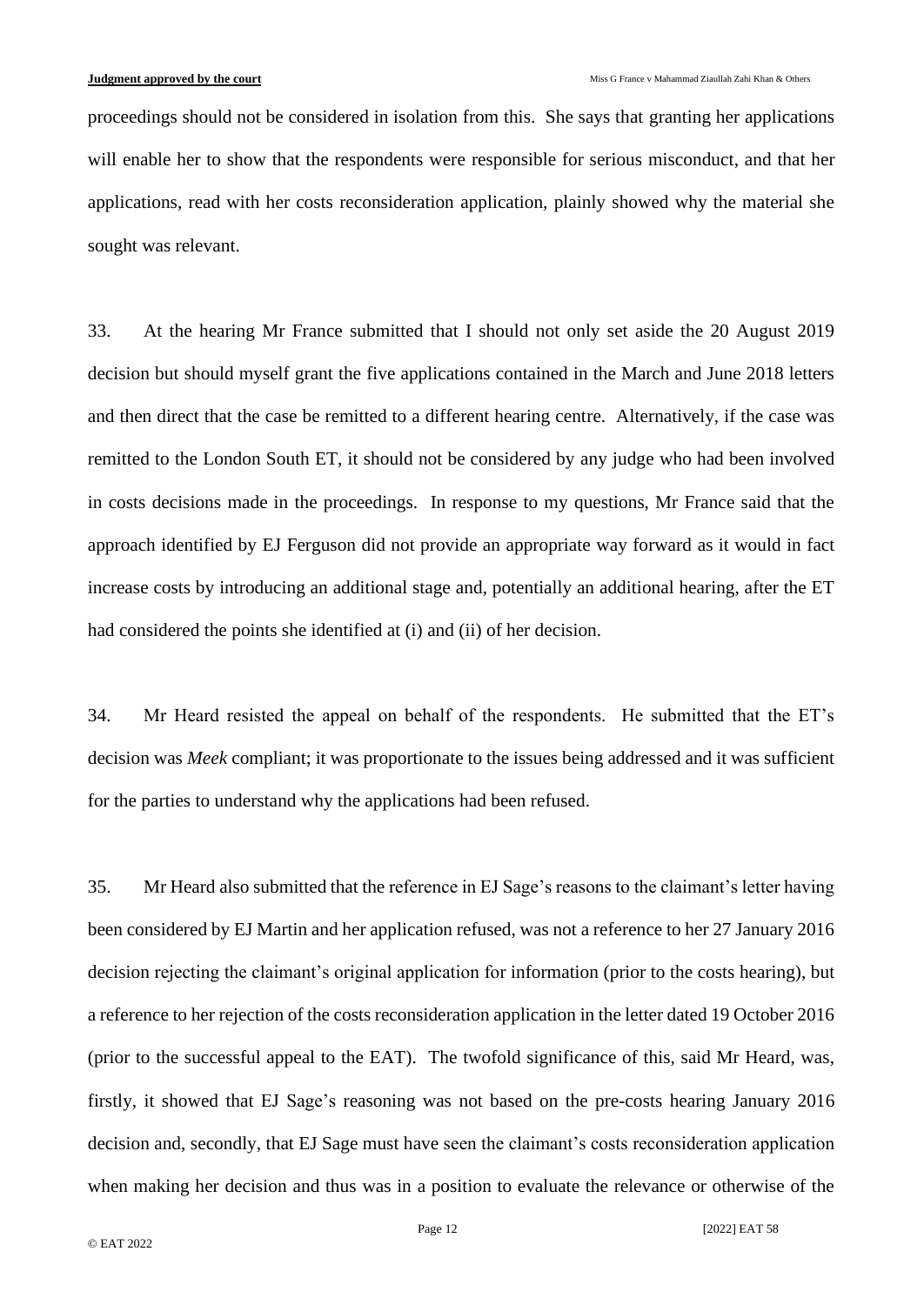proceedings should not be considered in isolation from this. She says that granting her applications will enable her to show that the respondents were responsible for serious misconduct, and that her applications, read with her costs reconsideration application, plainly showed why the material she sought was relevant.

33. At the hearing Mr France submitted that I should not only set aside the 20 August 2019 decision but should myself grant the five applications contained in the March and June 2018 letters and then direct that the case be remitted to a different hearing centre. Alternatively, if the case was remitted to the London South ET, it should not be considered by any judge who had been involved in costs decisions made in the proceedings. In response to my questions, Mr France said that the approach identified by EJ Ferguson did not provide an appropriate way forward as it would in fact increase costs by introducing an additional stage and, potentially an additional hearing, after the ET had considered the points she identified at (i) and (ii) of her decision.

34. Mr Heard resisted the appeal on behalf of the respondents. He submitted that the ET's decision was *Meek* compliant; it was proportionate to the issues being addressed and it was sufficient for the parties to understand why the applications had been refused.

35. Mr Heard also submitted that the reference in EJ Sage's reasons to the claimant's letter having been considered by EJ Martin and her application refused, was not a reference to her 27 January 2016 decision rejecting the claimant's original application for information (prior to the costs hearing), but a reference to her rejection of the costs reconsideration application in the letter dated 19 October 2016 (prior to the successful appeal to the EAT). The twofold significance of this, said Mr Heard, was, firstly, it showed that EJ Sage's reasoning was not based on the pre-costs hearing January 2016 decision and, secondly, that EJ Sage must have seen the claimant's costs reconsideration application when making her decision and thus was in a position to evaluate the relevance or otherwise of the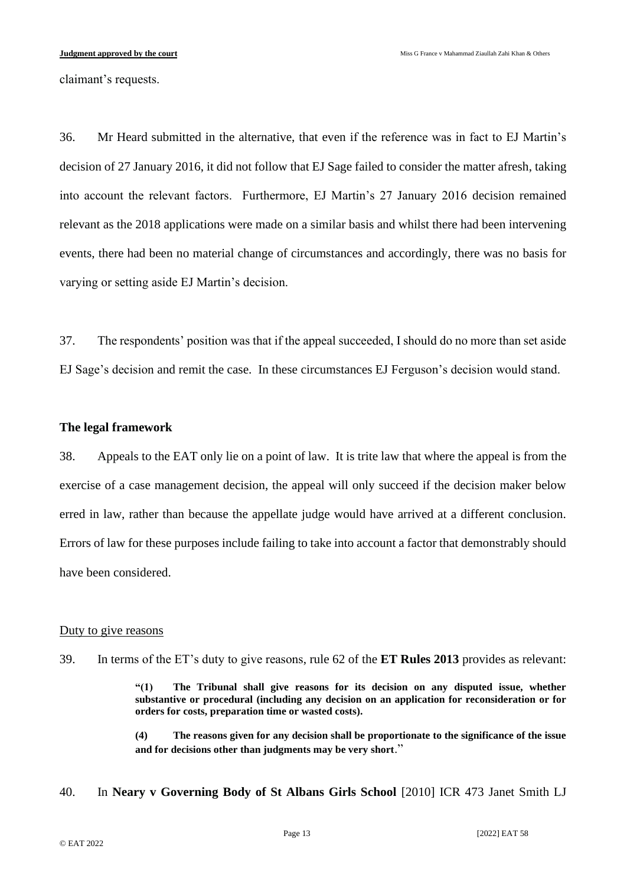claimant's requests.

36. Mr Heard submitted in the alternative, that even if the reference was in fact to EJ Martin's decision of 27 January 2016, it did not follow that EJ Sage failed to consider the matter afresh, taking into account the relevant factors. Furthermore, EJ Martin's 27 January 2016 decision remained relevant as the 2018 applications were made on a similar basis and whilst there had been intervening events, there had been no material change of circumstances and accordingly, there was no basis for varying or setting aside EJ Martin's decision.

37. The respondents' position was that if the appeal succeeded, I should do no more than set aside EJ Sage's decision and remit the case. In these circumstances EJ Ferguson's decision would stand.

## The legal framework

38. Appeals to the EAT only lie on a point of law. It is trite law that where the appeal is from the exercise of a case management decision, the appeal will only succeed if the decision maker below erred in law, rather than because the appellate judge would have arrived at a different conclusion. Errors of law for these purposes include failing to take into account a factor that demonstrably should have been considered.

### Duty to give reasons

39. In terms of the ET's duty to give reasons, rule 62 of the **ET Rules 2013** provides as relevant:

> **"(1) The Tribunal shall give reasons for its decision on any disputed issue, whether substantive or procedural (including any decision on an application for reconsideration or for orders for costs, preparation time or wasted costs).**
>
> **(4) The reasons given for any decision shall be proportionate to the significance of the issue and for decisions other than judgments may be very short."**

40. In **Neary v Governing Body of St Albans Girls School** [2010] ICR 473 Janet Smith LJ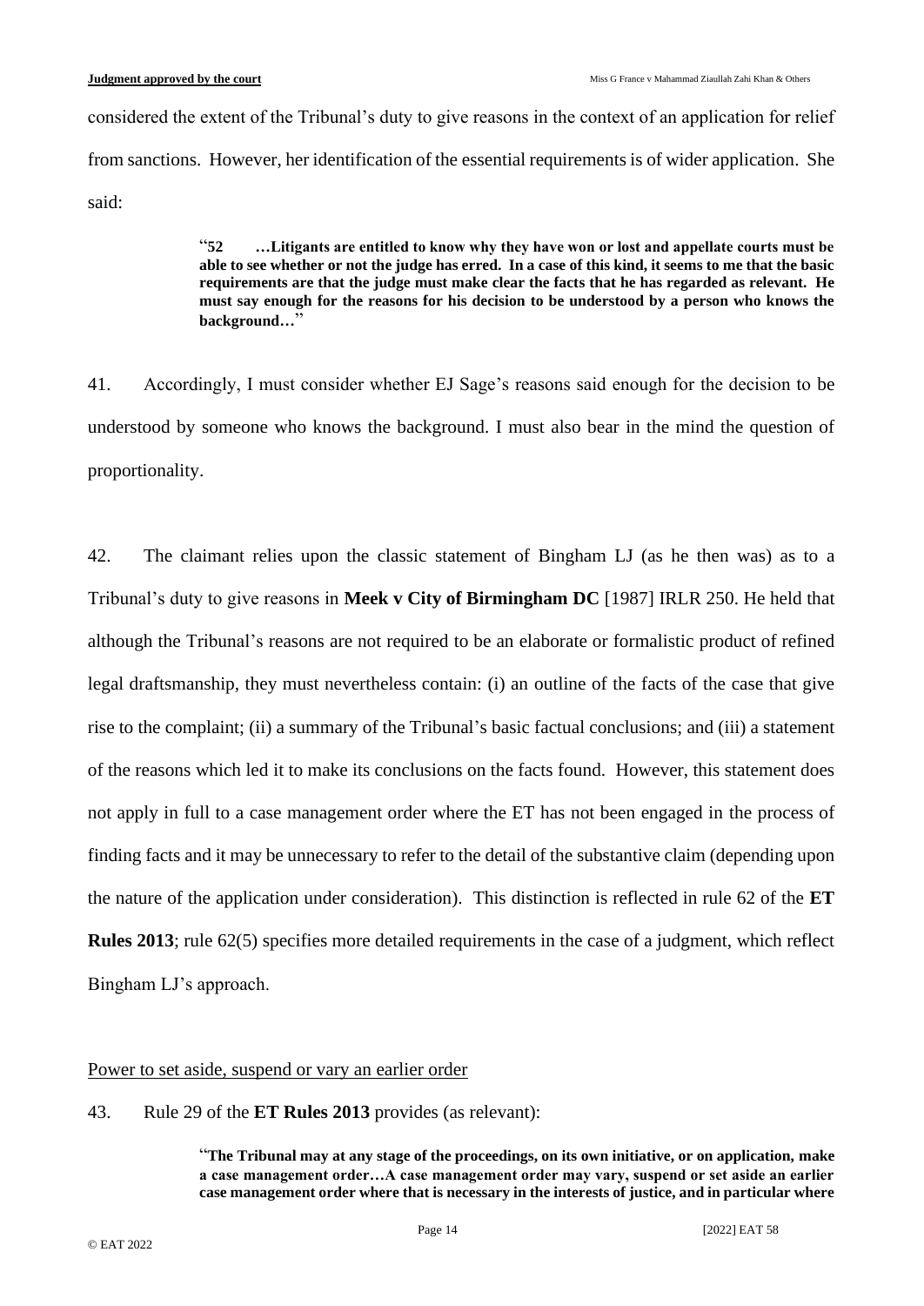considered the extent of the Tribunal's duty to give reasons in the context of an application for relief from sanctions. However, her identification of the essential requirements is of wider application. She said:

> "**52 …Litigants are entitled to know why they have won or lost and appellate courts must be able to see whether or not the judge has erred. In a case of this kind, it seems to me that the basic requirements are that the judge must make clear the facts that he has regarded as relevant. He must say enough for the reasons for his decision to be understood by a person who knows the background…**"

41. Accordingly, I must consider whether EJ Sage's reasons said enough for the decision to be understood by someone who knows the background. I must also bear in the mind the question of proportionality.

42. The claimant relies upon the classic statement of Bingham LJ (as he then was) as to a Tribunal's duty to give reasons in **Meek v City of Birmingham DC** [1987] IRLR 250. He held that although the Tribunal's reasons are not required to be an elaborate or formalistic product of refined legal draftsmanship, they must nevertheless contain: (i) an outline of the facts of the case that give rise to the complaint; (ii) a summary of the Tribunal's basic factual conclusions; and (iii) a statement of the reasons which led it to make its conclusions on the facts found. However, this statement does not apply in full to a case management order where the ET has not been engaged in the process of finding facts and it may be unnecessary to refer to the detail of the substantive claim (depending upon the nature of the application under consideration). This distinction is reflected in rule 62 of the **ET Rules 2013**; rule 62(5) specifies more detailed requirements in the case of a judgment, which reflect Bingham LJ's approach.

Power to set aside, suspend or vary an earlier order

43. Rule 29 of the **ET Rules 2013** provides (as relevant):

> "**The Tribunal may at any stage of the proceedings, on its own initiative, or on application, make a case management order…A case management order may vary, suspend or set aside an earlier case management order where that is necessary in the interests of justice, and in particular where**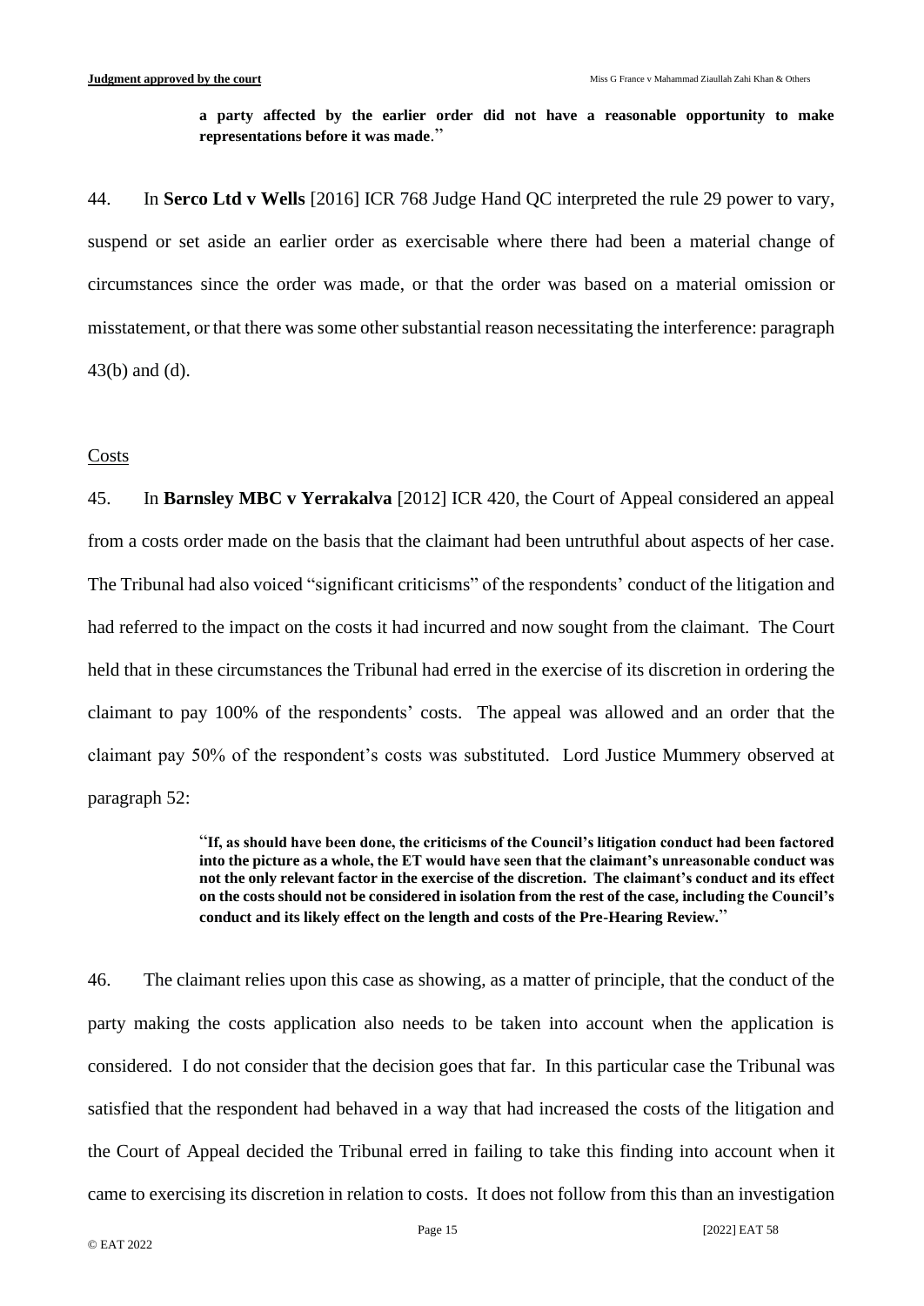**a party affected by the earlier order did not have a reasonable opportunity to make representations before it was made**."

44. In **Serco Ltd v Wells** [2016] ICR 768 Judge Hand QC interpreted the rule 29 power to vary, suspend or set aside an earlier order as exercisable where there had been a material change of circumstances since the order was made, or that the order was based on a material omission or misstatement, or that there was some other substantial reason necessitating the interference: paragraph 43(b) and (d).

Costs

45. In **Barnsley MBC v Yerrakalva** [2012] ICR 420, the Court of Appeal considered an appeal from a costs order made on the basis that the claimant had been untruthful about aspects of her case. The Tribunal had also voiced "significant criticisms" of the respondents' conduct of the litigation and had referred to the impact on the costs it had incurred and now sought from the claimant. The Court held that in these circumstances the Tribunal had erred in the exercise of its discretion in ordering the claimant to pay 100% of the respondents' costs. The appeal was allowed and an order that the claimant pay 50% of the respondent's costs was substituted. Lord Justice Mummery observed at paragraph 52:

> "**If, as should have been done, the criticisms of the Council's litigation conduct had been factored into the picture as a whole, the ET would have seen that the claimant's unreasonable conduct was not the only relevant factor in the exercise of the discretion. The claimant's conduct and its effect on the costs should not be considered in isolation from the rest of the case, including the Council's conduct and its likely effect on the length and costs of the Pre-Hearing Review.**"

46. The claimant relies upon this case as showing, as a matter of principle, that the conduct of the party making the costs application also needs to be taken into account when the application is considered. I do not consider that the decision goes that far. In this particular case the Tribunal was satisfied that the respondent had behaved in a way that had increased the costs of the litigation and the Court of Appeal decided the Tribunal erred in failing to take this finding into account when it came to exercising its discretion in relation to costs. It does not follow from this than an investigation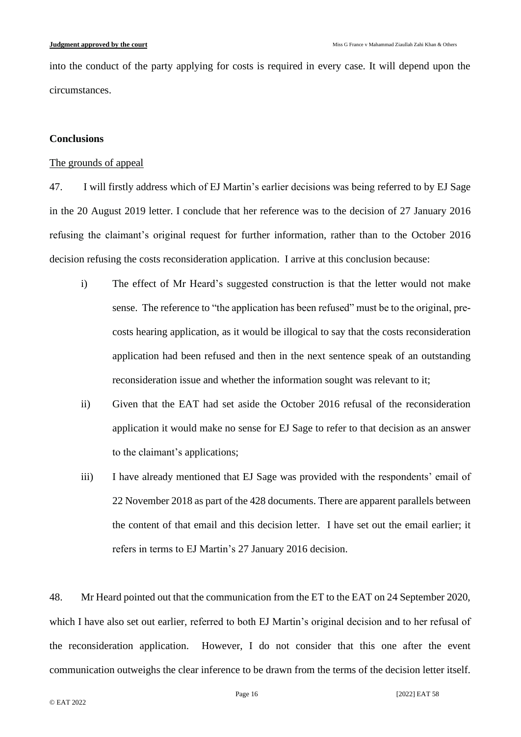into the conduct of the party applying for costs is required in every case. It will depend upon the circumstances.

**Conclusions**

The grounds of appeal

47. I will firstly address which of EJ Martin's earlier decisions was being referred to by EJ Sage in the 20 August 2019 letter. I conclude that her reference was to the decision of 27 January 2016 refusing the claimant's original request for further information, rather than to the October 2016 decision refusing the costs reconsideration application. I arrive at this conclusion because:

i) The effect of Mr Heard's suggested construction is that the letter would not make sense. The reference to "the application has been refused" must be to the original, pre-costs hearing application, as it would be illogical to say that the costs reconsideration application had been refused and then in the next sentence speak of an outstanding reconsideration issue and whether the information sought was relevant to it;

ii) Given that the EAT had set aside the October 2016 refusal of the reconsideration application it would make no sense for EJ Sage to refer to that decision as an answer to the claimant's applications;

iii) I have already mentioned that EJ Sage was provided with the respondents' email of 22 November 2018 as part of the 428 documents. There are apparent parallels between the content of that email and this decision letter. I have set out the email earlier; it refers in terms to EJ Martin's 27 January 2016 decision.

48. Mr Heard pointed out that the communication from the ET to the EAT on 24 September 2020, which I have also set out earlier, referred to both EJ Martin's original decision and to her refusal of the reconsideration application. However, I do not consider that this one after the event communication outweighs the clear inference to be drawn from the terms of the decision letter itself.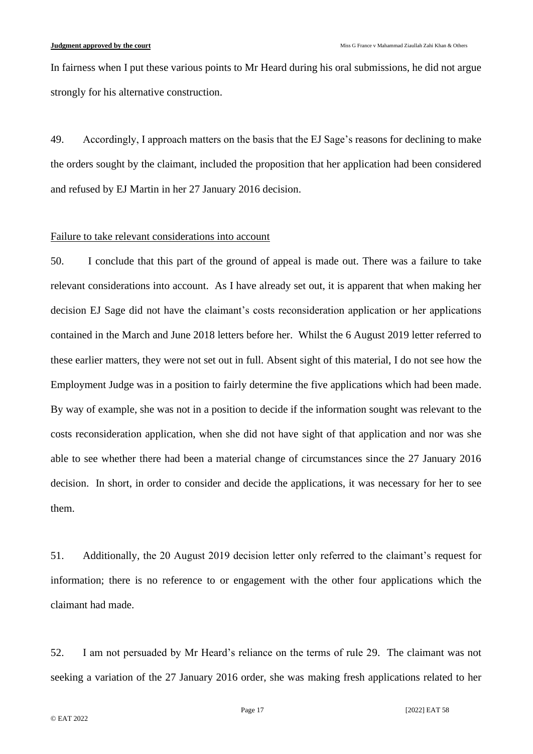In fairness when I put these various points to Mr Heard during his oral submissions, he did not argue strongly for his alternative construction.

49. Accordingly, I approach matters on the basis that the EJ Sage's reasons for declining to make the orders sought by the claimant, included the proposition that her application had been considered and refused by EJ Martin in her 27 January 2016 decision.

<u>Failure to take relevant considerations into account</u>

50. I conclude that this part of the ground of appeal is made out. There was a failure to take relevant considerations into account. As I have already set out, it is apparent that when making her decision EJ Sage did not have the claimant's costs reconsideration application or her applications contained in the March and June 2018 letters before her. Whilst the 6 August 2019 letter referred to these earlier matters, they were not set out in full. Absent sight of this material, I do not see how the Employment Judge was in a position to fairly determine the five applications which had been made. By way of example, she was not in a position to decide if the information sought was relevant to the costs reconsideration application, when she did not have sight of that application and nor was she able to see whether there had been a material change of circumstances since the 27 January 2016 decision. In short, in order to consider and decide the applications, it was necessary for her to see them.

51. Additionally, the 20 August 2019 decision letter only referred to the claimant's request for information; there is no reference to or engagement with the other four applications which the claimant had made.

52. I am not persuaded by Mr Heard's reliance on the terms of rule 29. The claimant was not seeking a variation of the 27 January 2016 order, she was making fresh applications related to her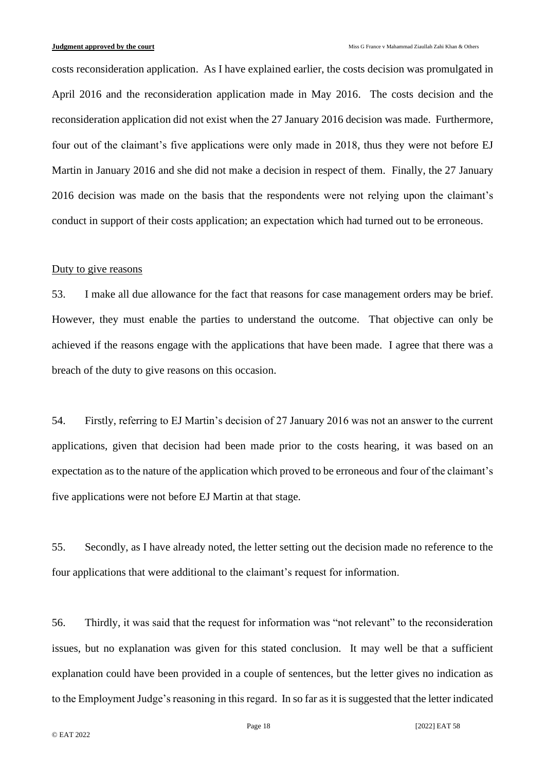costs reconsideration application. As I have explained earlier, the costs decision was promulgated in April 2016 and the reconsideration application made in May 2016. The costs decision and the reconsideration application did not exist when the 27 January 2016 decision was made. Furthermore, four out of the claimant's five applications were only made in 2018, thus they were not before EJ Martin in January 2016 and she did not make a decision in respect of them. Finally, the 27 January 2016 decision was made on the basis that the respondents were not relying upon the claimant's conduct in support of their costs application; an expectation which had turned out to be erroneous.

<u>Duty to give reasons</u>

53. I make all due allowance for the fact that reasons for case management orders may be brief. However, they must enable the parties to understand the outcome. That objective can only be achieved if the reasons engage with the applications that have been made. I agree that there was a breach of the duty to give reasons on this occasion.

54. Firstly, referring to EJ Martin's decision of 27 January 2016 was not an answer to the current applications, given that decision had been made prior to the costs hearing, it was based on an expectation as to the nature of the application which proved to be erroneous and four of the claimant's five applications were not before EJ Martin at that stage.

55. Secondly, as I have already noted, the letter setting out the decision made no reference to the four applications that were additional to the claimant's request for information.

56. Thirdly, it was said that the request for information was "not relevant" to the reconsideration issues, but no explanation was given for this stated conclusion. It may well be that a sufficient explanation could have been provided in a couple of sentences, but the letter gives no indication as to the Employment Judge's reasoning in this regard. In so far as it is suggested that the letter indicated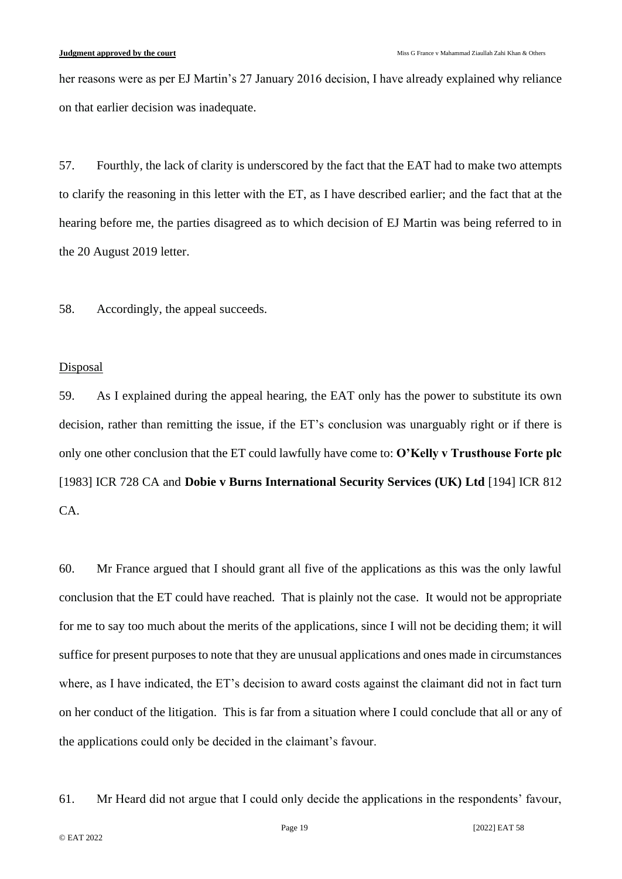her reasons were as per EJ Martin's 27 January 2016 decision, I have already explained why reliance on that earlier decision was inadequate.

57. Fourthly, the lack of clarity is underscored by the fact that the EAT had to make two attempts to clarify the reasoning in this letter with the ET, as I have described earlier; and the fact that at the hearing before me, the parties disagreed as to which decision of EJ Martin was being referred to in the 20 August 2019 letter.

58. Accordingly, the appeal succeeds.

## Disposal

59. As I explained during the appeal hearing, the EAT only has the power to substitute its own decision, rather than remitting the issue, if the ET's conclusion was unarguably right or if there is only one other conclusion that the ET could lawfully have come to: **O'Kelly v Trusthouse Forte plc** [1983] ICR 728 CA and **Dobie v Burns International Security Services (UK) Ltd** [194] ICR 812 CA.

60. Mr France argued that I should grant all five of the applications as this was the only lawful conclusion that the ET could have reached. That is plainly not the case. It would not be appropriate for me to say too much about the merits of the applications, since I will not be deciding them; it will suffice for present purposes to note that they are unusual applications and ones made in circumstances where, as I have indicated, the ET's decision to award costs against the claimant did not in fact turn on her conduct of the litigation. This is far from a situation where I could conclude that all or any of the applications could only be decided in the claimant's favour.

61. Mr Heard did not argue that I could only decide the applications in the respondents' favour,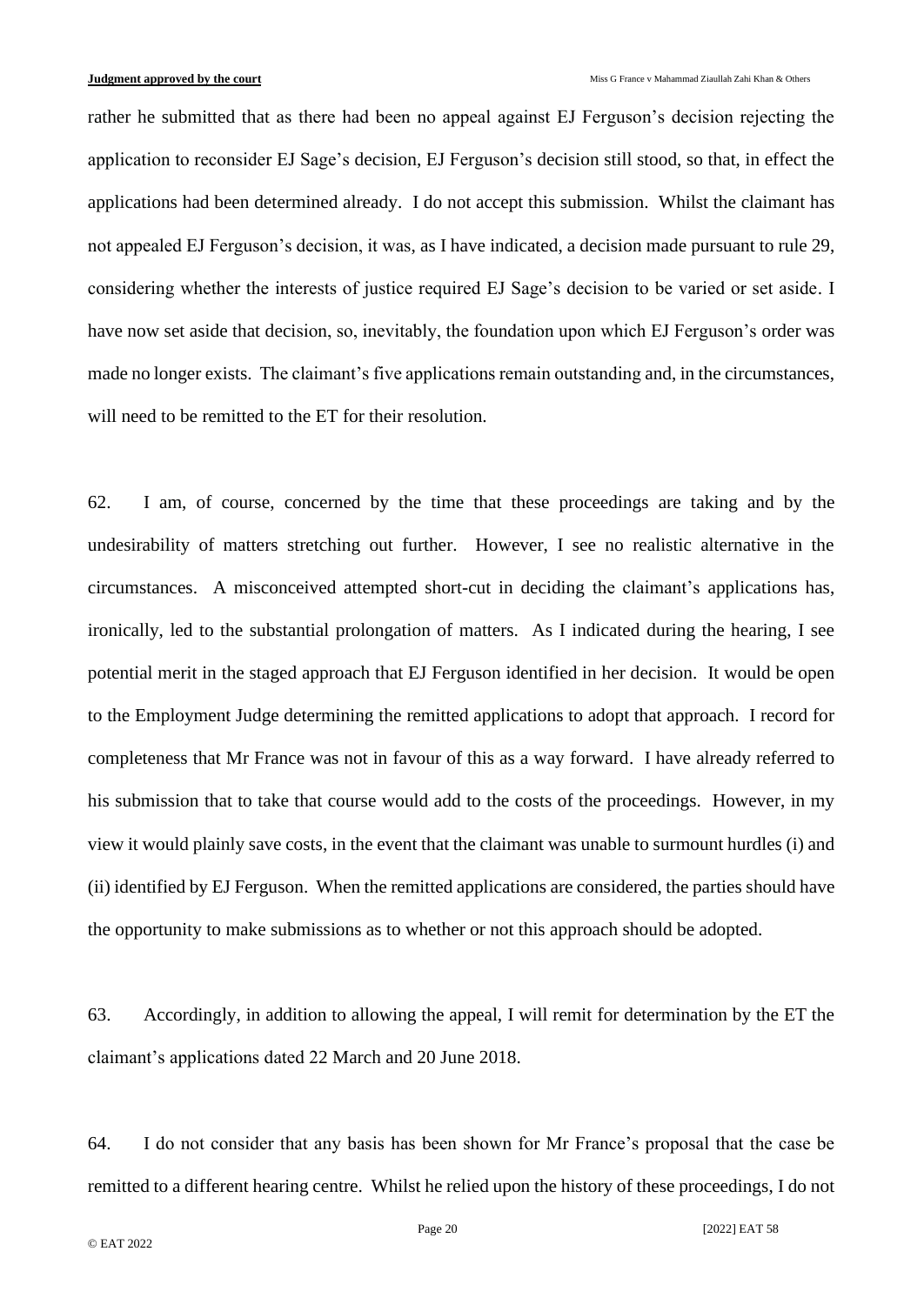rather he submitted that as there had been no appeal against EJ Ferguson's decision rejecting the application to reconsider EJ Sage's decision, EJ Ferguson's decision still stood, so that, in effect the applications had been determined already. I do not accept this submission. Whilst the claimant has not appealed EJ Ferguson's decision, it was, as I have indicated, a decision made pursuant to rule 29, considering whether the interests of justice required EJ Sage's decision to be varied or set aside. I have now set aside that decision, so, inevitably, the foundation upon which EJ Ferguson's order was made no longer exists. The claimant's five applications remain outstanding and, in the circumstances, will need to be remitted to the ET for their resolution.

62. I am, of course, concerned by the time that these proceedings are taking and by the undesirability of matters stretching out further. However, I see no realistic alternative in the circumstances. A misconceived attempted short-cut in deciding the claimant's applications has, ironically, led to the substantial prolongation of matters. As I indicated during the hearing, I see potential merit in the staged approach that EJ Ferguson identified in her decision. It would be open to the Employment Judge determining the remitted applications to adopt that approach. I record for completeness that Mr France was not in favour of this as a way forward. I have already referred to his submission that to take that course would add to the costs of the proceedings. However, in my view it would plainly save costs, in the event that the claimant was unable to surmount hurdles (i) and (ii) identified by EJ Ferguson. When the remitted applications are considered, the parties should have the opportunity to make submissions as to whether or not this approach should be adopted.

63. Accordingly, in addition to allowing the appeal, I will remit for determination by the ET the claimant's applications dated 22 March and 20 June 2018.

64. I do not consider that any basis has been shown for Mr France's proposal that the case be remitted to a different hearing centre. Whilst he relied upon the history of these proceedings, I do not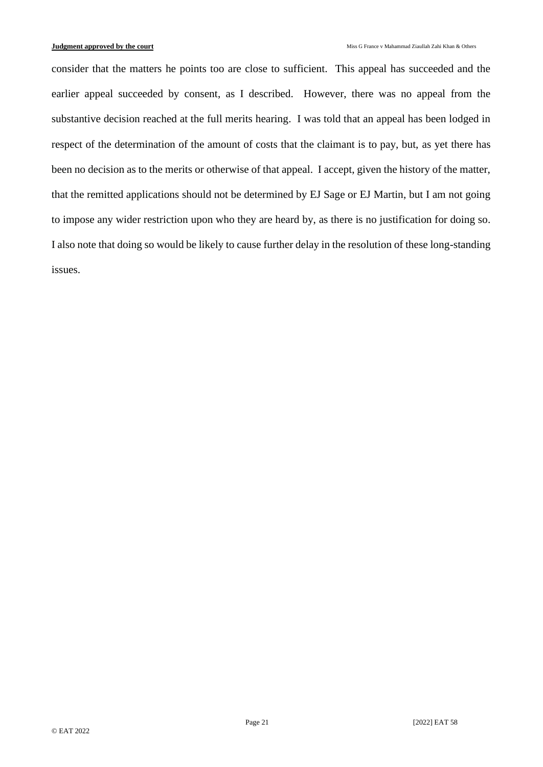consider that the matters he points too are close to sufficient. This appeal has succeeded and the earlier appeal succeeded by consent, as I described. However, there was no appeal from the substantive decision reached at the full merits hearing. I was told that an appeal has been lodged in respect of the determination of the amount of costs that the claimant is to pay, but, as yet there has been no decision as to the merits or otherwise of that appeal. I accept, given the history of the matter, that the remitted applications should not be determined by EJ Sage or EJ Martin, but I am not going to impose any wider restriction upon who they are heard by, as there is no justification for doing so. I also note that doing so would be likely to cause further delay in the resolution of these long-standing issues.